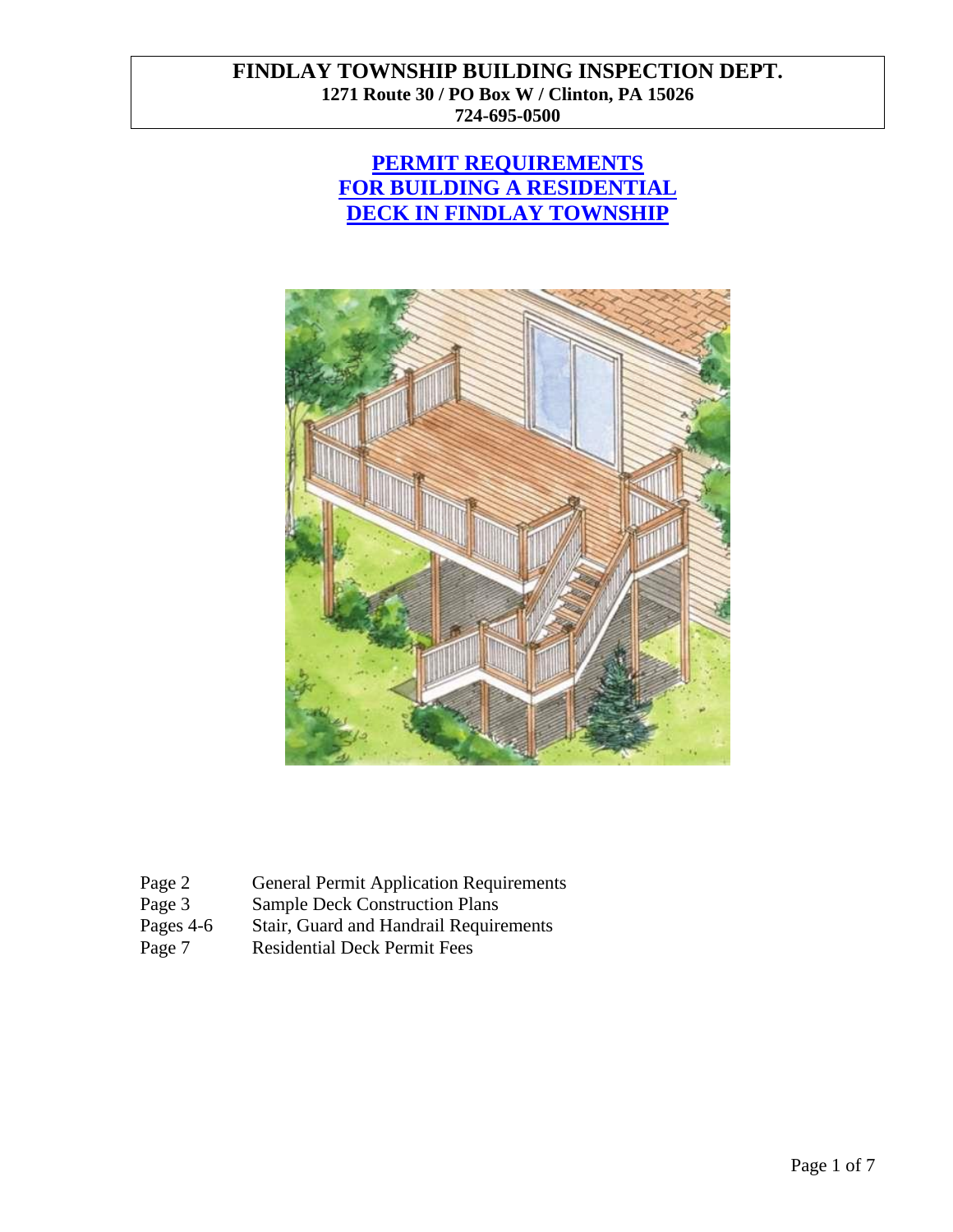# FINDLAY TOWNSHIP BUILDING INSPECTION DEPT.

**1271 Route 30 / PO Box W / Clinton, PA 15026**
**724-695-0500**

## PERMIT REQUIREMENTS FOR BUILDING A RESIDENTIAL DECK IN FINDLAY TOWNSHIP

| | |
|---|---|
| Page 2 | General Permit Application Requirements |
| Page 3 | Sample Deck Construction Plans |
| Pages 4-6 | Stair, Guard and Handrail Requirements |
| Page 7 | Residential Deck Permit Fees |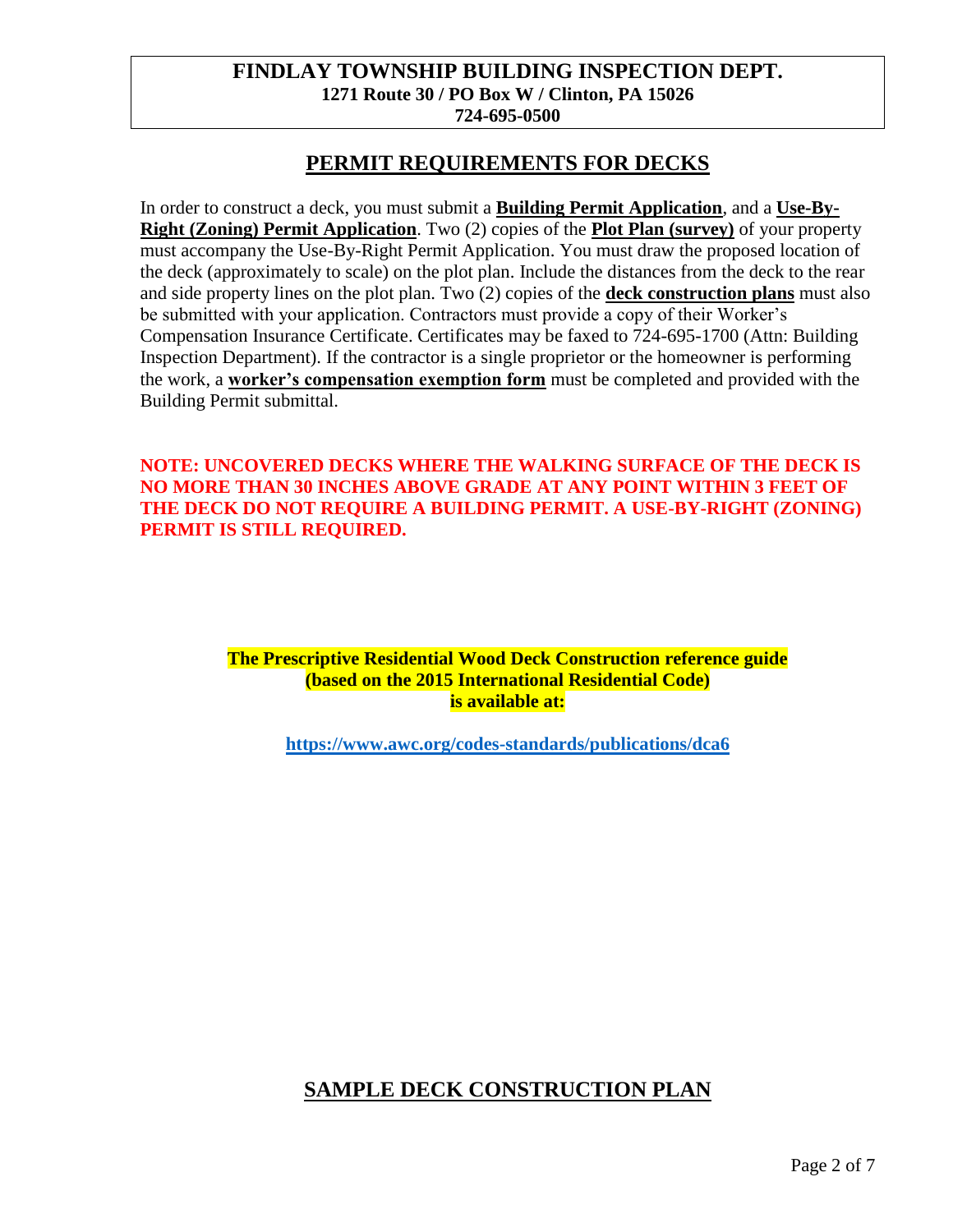**FINDLAY TOWNSHIP BUILDING INSPECTION DEPT.**
**1271 Route 30 / PO Box W / Clinton, PA 15026**
**724-695-0500**

## PERMIT REQUIREMENTS FOR DECKS

In order to construct a deck, you must submit a **Building Permit Application**, and a **Use-By-Right (Zoning) Permit Application**. Two (2) copies of the **Plot Plan (survey)** of your property must accompany the Use-By-Right Permit Application. You must draw the proposed location of the deck (approximately to scale) on the plot plan. Include the distances from the deck to the rear and side property lines on the plot plan. Two (2) copies of the **deck construction plans** must also be submitted with your application. Contractors must provide a copy of their Worker's Compensation Insurance Certificate. Certificates may be faxed to 724-695-1700 (Attn: Building Inspection Department). If the contractor is a single proprietor or the homeowner is performing the work, a **worker's compensation exemption form** must be completed and provided with the Building Permit submittal.

**NOTE: UNCOVERED DECKS WHERE THE WALKING SURFACE OF THE DECK IS NO MORE THAN 30 INCHES ABOVE GRADE AT ANY POINT WITHIN 3 FEET OF THE DECK DO NOT REQUIRE A BUILDING PERMIT. A USE-BY-RIGHT (ZONING) PERMIT IS STILL REQUIRED.**

**The Prescriptive Residential Wood Deck Construction reference guide (based on the 2015 International Residential Code) is available at:**

**https://www.awc.org/codes-standards/publications/dca6**

## SAMPLE DECK CONSTRUCTION PLAN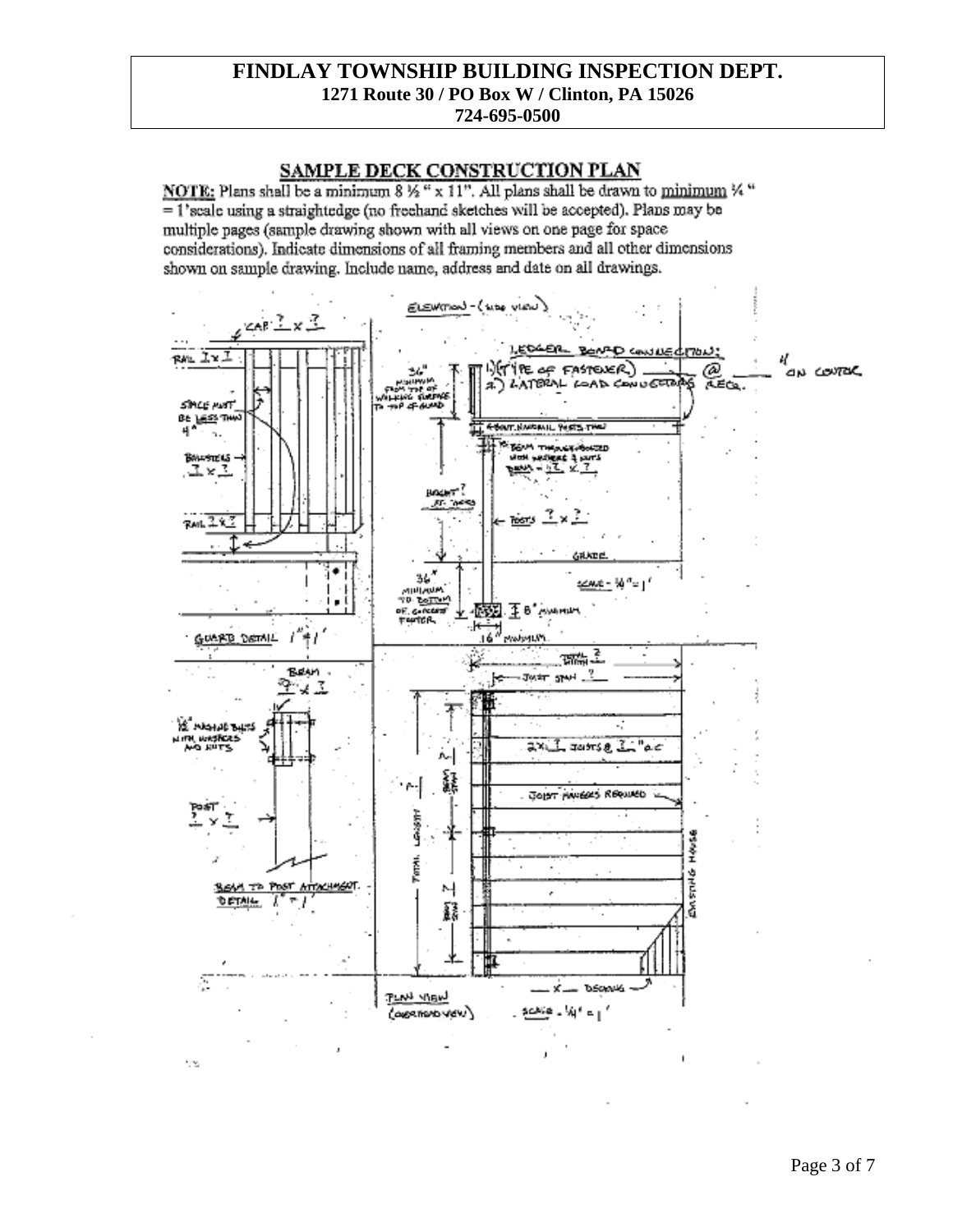# FINDLAY TOWNSHIP BUILDING INSPECTION DEPT.

**1271 Route 30 / PO Box W / Clinton, PA 15026**
**724-695-0500**

## SAMPLE DECK CONSTRUCTION PLAN

**NOTE:** Plans shall be a minimum 8 ½ " x 11". All plans shall be drawn to minimum ¼ " = 1'scale using a straightedge (no freehand sketches will be accepted). Plans may be multiple pages (sample drawing shown with all views on one page for space considerations). Indicate dimensions of all framing members and all other dimensions shown on sample drawing. Include name, address and date on all drawings.

ELEVATION - (SIDE VIEW)

CAP ? x ?

RAIL ? x ?

SPACE MUST BE LESS THAN 4"

BALUSTERS ? x ?

RAIL ? x ?

GUARD DETAIL 1" = 1'

LEDGER BOARD CONNECTION:
1) (TYPE OF FASTENER) ____ @ ____ " ON CENTER
2) LATERAL LOAD CONNECTORS REQ.

36" MINIMUM FROM TOP OF WALKING SURFACE TO TOP OF GUARD

4 BOLT, NAIL, WIRE PLATES TWO

½" BEAM THROUGH BOLTED WITH WASHERS & NUTS BEAM = ? x ?

HEIGHT ? ABOVE GRADE

POSTS ? x ?

GRADE

SCALE - ¼" = 1'

36" MINIMUM TO BOTTOM OF CONCRETE FOOTER

8" MINIMUM

16" MINIMUM

BEAM ? x ?

½" MACHINE BOLTS WITH WASHERS AND NUTS

POST ? x ?

BEAM TO POST ATTACHMENT DETAIL 1" = 1'

TOTAL WIDTH ?

JOIST SPAN ?

2x ? JOISTS @ ? " o.c.

JOIST HANGERS REQUIRED

TOTAL LENGTH ?

BEAM SPAN

EXISTING HOUSE

X - BRACING

PLAN VIEW (OVERHEAD VIEW)

SCALE - ¼" = 1'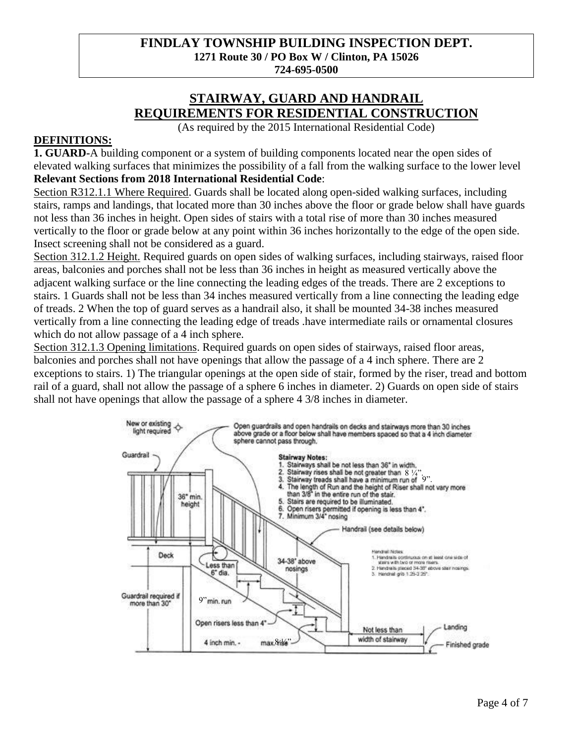**FINDLAY TOWNSHIP BUILDING INSPECTION DEPT.**
**1271 Route 30 / PO Box W / Clinton, PA 15026**
**724-695-0500**

## STAIRWAY, GUARD AND HANDRAIL REQUIREMENTS FOR RESIDENTIAL CONSTRUCTION

(As required by the 2015 International Residential Code)

**DEFINITIONS:**

**1. GUARD**-A building component or a system of building components located near the open sides of elevated walking surfaces that minimizes the possibility of a fall from the walking surface to the lower level

**Relevant Sections from 2018 International Residential Code**:

Section R312.1.1 Where Required. Guards shall be located along open-sided walking surfaces, including stairs, ramps and landings, that located more than 30 inches above the floor or grade below shall have guards not less than 36 inches in height. Open sides of stairs with a total rise of more than 30 inches measured vertically to the floor or grade below at any point within 36 inches horizontally to the edge of the open side. Insect screening shall not be considered as a guard.

Section 312.1.2 Height. Required guards on open sides of walking surfaces, including stairways, raised floor areas, balconies and porches shall not be less than 36 inches in height as measured vertically above the adjacent walking surface or the line connecting the leading edges of the treads. There are 2 exceptions to stairs. 1 Guards shall not be less than 34 inches measured vertically from a line connecting the leading edge of treads. 2 When the top of guard serves as a handrail also, it shall be mounted 34-38 inches measured vertically from a line connecting the leading edge of treads .have intermediate rails or ornamental closures which do not allow passage of a 4 inch sphere.

Section 312.1.3 Opening limitations. Required guards on open sides of stairways, raised floor areas, balconies and porches shall not have openings that allow the passage of a 4 inch sphere. There are 2 exceptions to stairs. 1) The triangular openings at the open side of stair, formed by the riser, tread and bottom rail of a guard, shall not allow the passage of a sphere 6 inches in diameter. 2) Guards on open side of stairs shall not have openings that allow the passage of a sphere 4 3/8 inches in diameter.

New or existing light required

Open guardrails and open handrails on decks and stairways more than 30 inches above grade or a floor below shall have members spaced so that a 4 inch diameter sphere cannot pass through.

Guardrail

36" min. height

**Stairway Notes:**

1. Stairways shall be not less than 36" in width.
2. Stairway rises shall be not greater than 8 ¼".
3. Stairway treads shall have a minimum run of 9".
4. The length of Run and the height of Riser shall not vary more than 3/8" in the entire run of the stair.
5. Stairs are required to be illuminated.
6. Open risers permitted if opening is less than 4".
7. Minimum 3/4" nosing

Handrail (see details below)

Handrail Notes:

1. Handrails continuous on at least one side of stairs with two or more risers.
2. Handrails placed 34-38" above stair nosings.
3. Handrail grip 1.25-2.25".

Deck

Less than 6" dia.

34-38" above nosings

Guardrail required if more than 30"

9" min. run

Open risers less than 4"

4 inch min. -

max. 8 ¼" rise

Not less than width of stairway

Landing

Finished grade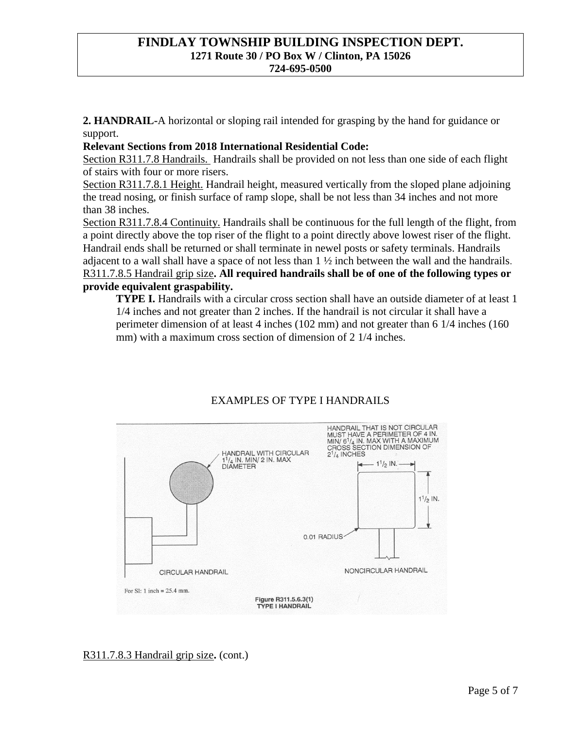**2. HANDRAIL-**A horizontal or sloping rail intended for grasping by the hand for guidance or support.

**Relevant Sections from 2018 International Residential Code:**

Section R311.7.8 Handrails. Handrails shall be provided on not less than one side of each flight of stairs with four or more risers.

Section R311.7.8.1 Height. Handrail height, measured vertically from the sloped plane adjoining the tread nosing, or finish surface of ramp slope, shall be not less than 34 inches and not more than 38 inches.

Section R311.7.8.4 Continuity. Handrails shall be continuous for the full length of the flight, from a point directly above the top riser of the flight to a point directly above lowest riser of the flight. Handrail ends shall be returned or shall terminate in newel posts or safety terminals. Handrails adjacent to a wall shall have a space of not less than 1 ½ inch between the wall and the handrails.

R311.7.8.5 Handrail grip size**. All required handrails shall be of one of the following types or provide equivalent graspability.**

> **TYPE I.** Handrails with a circular cross section shall have an outside diameter of at least 1 1/4 inches and not greater than 2 inches. If the handrail is not circular it shall have a perimeter dimension of at least 4 inches (102 mm) and not greater than 6 1/4 inches (160 mm) with a maximum cross section of dimension of 2 1/4 inches.

EXAMPLES OF TYPE I HANDRAILS

HANDRAIL WITH CIRCULAR 1 1/4 IN. MIN/ 2 IN. MAX DIAMETER

HANDRAIL THAT IS NOT CIRCULAR MUST HAVE A PERIMETER OF 4 IN. MIN/ 6 1/4 IN. MAX WITH A MAXIMUM CROSS SECTION DIMENSION OF 2 1/4 INCHES

1 1/2 IN.

1 1/2 IN.

0.01 RADIUS

CIRCULAR HANDRAIL

NONCIRCULAR HANDRAIL

For SI: 1 inch = 25.4 mm.

**Figure R311.5.6.3(1)**
**TYPE I HANDRAIL**

R311.7.8.3 Handrail grip size**.** (cont.)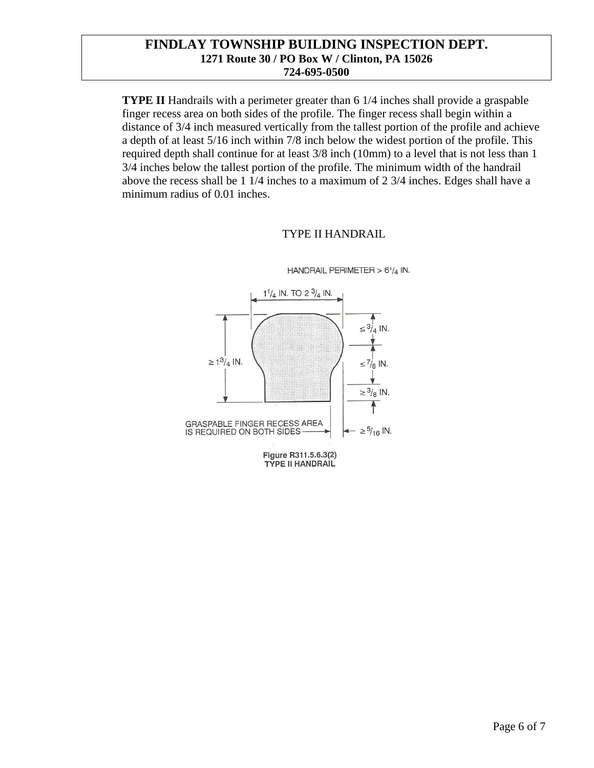**TYPE II** Handrails with a perimeter greater than 6 1/4 inches shall provide a graspable finger recess area on both sides of the profile. The finger recess shall begin within a distance of 3/4 inch measured vertically from the tallest portion of the profile and achieve a depth of at least 5/16 inch within 7/8 inch below the widest portion of the profile. This required depth shall continue for at least 3/8 inch (10mm) to a level that is not less than 1 3/4 inches below the tallest portion of the profile. The minimum width of the handrail above the recess shall be 1 1/4 inches to a maximum of 2 3/4 inches. Edges shall have a minimum radius of 0.01 inches.

TYPE II HANDRAIL

HANDRAIL PERIMETER > 6 1/4 IN.

1 1/4 IN. TO 2 3/4 IN.

≥ 1 3/4 IN.

≤ 3/4 IN.

≤ 7/8 IN.

≥ 3/8 IN.

GRASPABLE FINGER RECESS AREA IS REQUIRED ON BOTH SIDES

≥ 5/16 IN.

**Figure R311.5.6.3(2) TYPE II HANDRAIL**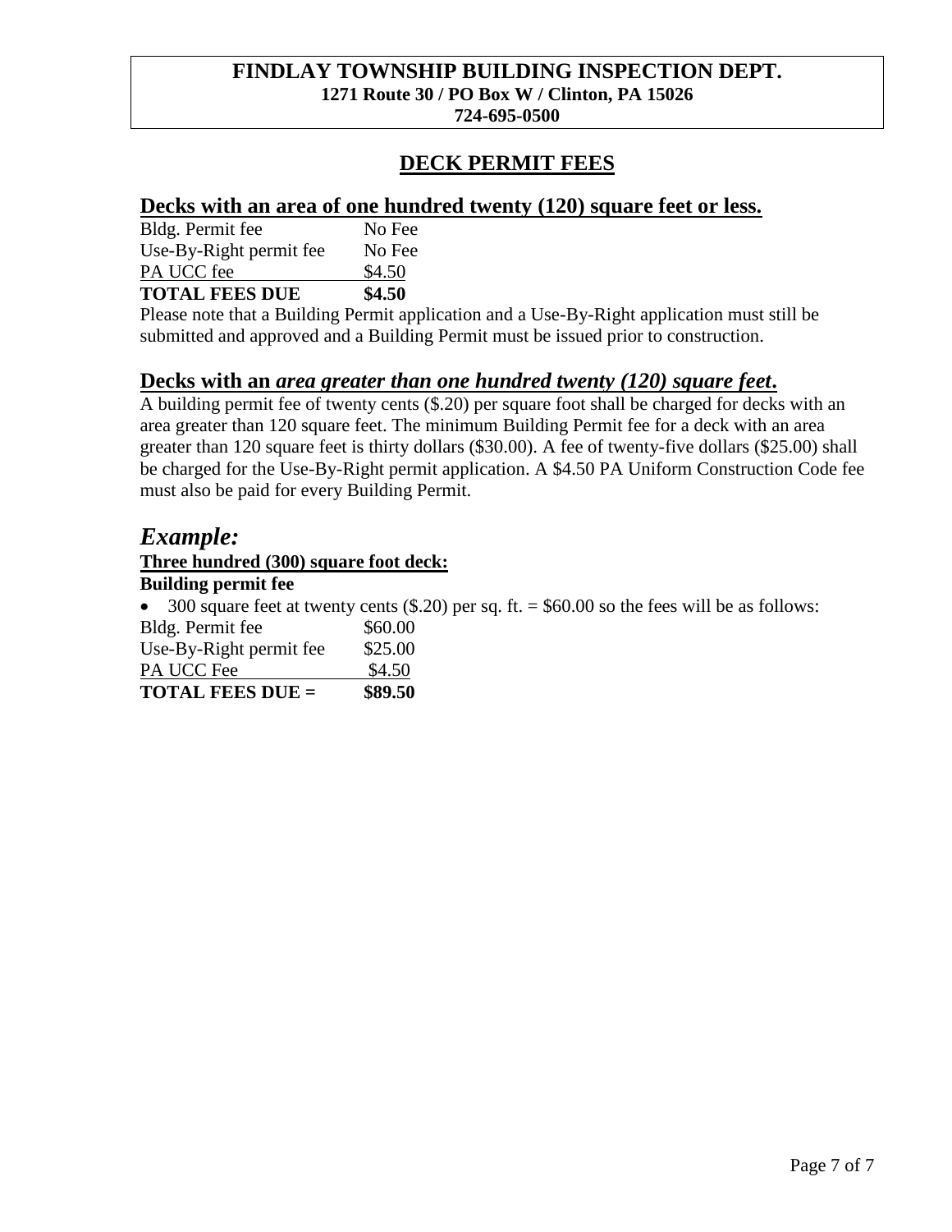**FINDLAY TOWNSHIP BUILDING INSPECTION DEPT.**
**1271 Route 30 / PO Box W / Clinton, PA 15026**
**724-695-0500**

# DECK PERMIT FEES

## Decks with an area of one hundred twenty (120) square feet or less.

| | |
|---|---|
| Bldg. Permit fee | No Fee |
| Use-By-Right permit fee | No Fee |
| PA UCC fee | $4.50 |
| **TOTAL FEES DUE** | **$4.50** |

Please note that a Building Permit application and a Use-By-Right application must still be submitted and approved and a Building Permit must be issued prior to construction.

## Decks with an *area greater than one hundred twenty (120) square feet*.

A building permit fee of twenty cents ($.20) per square foot shall be charged for decks with an area greater than 120 square feet. The minimum Building Permit fee for a deck with an area greater than 120 square feet is thirty dollars ($30.00). A fee of twenty-five dollars ($25.00) shall be charged for the Use-By-Right permit application. A $4.50 PA Uniform Construction Code fee must also be paid for every Building Permit.

## *Example:*

**Three hundred (300) square foot deck:**

**Building permit fee**

- 300 square feet at twenty cents ($.20) per sq. ft. = $60.00 so the fees will be as follows:

| | |
|---|---|
| Bldg. Permit fee | $60.00 |
| Use-By-Right permit fee | $25.00 |
| PA UCC Fee | $4.50 |
| **TOTAL FEES DUE =** | **$89.50** |